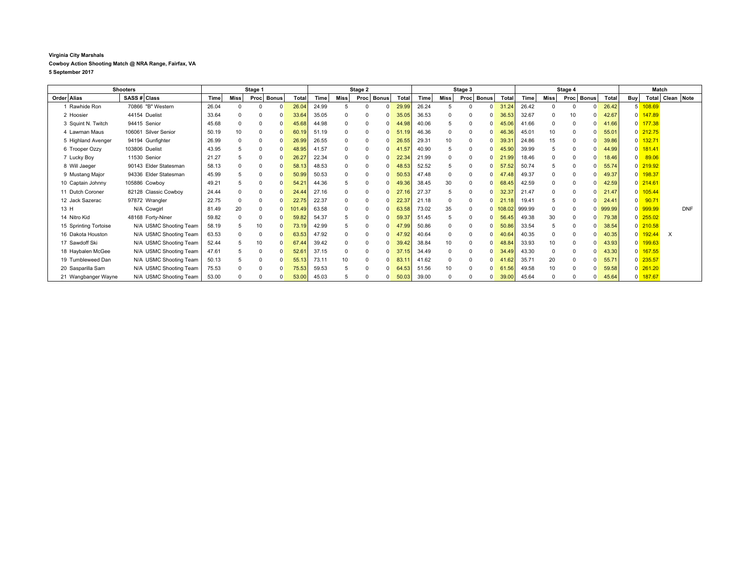**Virginia City Marshals**

**Cowboy Action Shooting Match @ NRA Range, Fairfax, VA**

**5 September 2017**

| Shooters | | | | Stage 1 | | | | | Stage 2 | | | | | Stage 3 | | | | | Stage 4 | | | | | Match | | | |
|---|---|---|---|---|---|---|---|---|---|---|---|---|---|---|---|---|---|---|---|---|---|---|---|---|---|---|---|
| Order | Alias | SASS # | Class | Time | Miss | Proc | Bonus | Total | Time | Miss | Proc | Bonus | Total | Time | Miss | Proc | Bonus | Total | Time | Miss | Proc | Bonus | Total | Buy | Total | Clean | Note |
| 1 | Rawhide Ron | 70866 | "B" Western | 26.04 | 0 | 0 | 0 | 26.04 | 24.99 | 5 | 0 | 0 | 29.99 | 26.24 | 5 | 0 | 0 | 31.24 | 26.42 | 0 | 0 | 0 | 26.42 | 5 | 108.69 | | |
| 2 | Hoosier | 44154 | Duelist | 33.64 | 0 | 0 | 0 | 33.64 | 35.05 | 0 | 0 | 0 | 35.05 | 36.53 | 0 | 0 | 0 | 36.53 | 32.67 | 0 | 10 | 0 | 42.67 | 0 | 147.89 | | |
| 3 | Squint N. Twitch | 94415 | Senior | 45.68 | 0 | 0 | 0 | 45.68 | 44.98 | 0 | 0 | 0 | 44.98 | 40.06 | 5 | 0 | 0 | 45.06 | 41.66 | 0 | 0 | 0 | 41.66 | 0 | 177.38 | | |
| 4 | Lawman Maus | 106061 | Silver Senior | 50.19 | 10 | 0 | 0 | 60.19 | 51.19 | 0 | 0 | 0 | 51.19 | 46.36 | 0 | 0 | 0 | 46.36 | 45.01 | 10 | 0 | 0 | 55.01 | 0 | 212.75 | | |
| 5 | Highland Avenger | 94194 | Gunfighter | 26.99 | 0 | 0 | 0 | 26.99 | 26.55 | 0 | 0 | 0 | 26.55 | 29.31 | 10 | 0 | 0 | 39.31 | 24.86 | 15 | 0 | 0 | 39.86 | 0 | 132.71 | | |
| 6 | Trooper Ozzy | 103806 | Duelist | 43.95 | 5 | 0 | 0 | 48.95 | 41.57 | 0 | 0 | 0 | 41.57 | 40.90 | 5 | 0 | 0 | 45.90 | 39.99 | 5 | 0 | 0 | 44.99 | 0 | 181.41 | | |
| 7 | Lucky Boy | 11530 | Senior | 21.27 | 5 | 0 | 0 | 26.27 | 22.34 | 0 | 0 | 0 | 22.34 | 21.99 | 0 | 0 | 0 | 21.99 | 18.46 | 0 | 0 | 0 | 18.46 | 0 | 89.06 | | |
| 8 | Will Jaeger | 90143 | Elder Statesman | 58.13 | 0 | 0 | 0 | 58.13 | 48.53 | 0 | 0 | 0 | 48.53 | 52.52 | 5 | 0 | 0 | 57.52 | 50.74 | 5 | 0 | 0 | 55.74 | 0 | 219.92 | | |
| 9 | Mustang Major | 94336 | Elder Statesman | 45.99 | 5 | 0 | 0 | 50.99 | 50.53 | 0 | 0 | 0 | 50.53 | 47.48 | 0 | 0 | 0 | 47.48 | 49.37 | 0 | 0 | 0 | 49.37 | 0 | 198.37 | | |
| 10 | Captain Johnny | 105886 | Cowboy | 49.21 | 5 | 0 | 0 | 54.21 | 44.36 | 5 | 0 | 0 | 49.36 | 38.45 | 30 | 0 | 0 | 68.45 | 42.59 | 0 | 0 | 0 | 42.59 | 0 | 214.61 | | |
| 11 | Dutch Coroner | 82128 | Classic Cowboy | 24.44 | 0 | 0 | 0 | 24.44 | 27.16 | 0 | 0 | 0 | 27.16 | 27.37 | 5 | 0 | 0 | 32.37 | 21.47 | 0 | 0 | 0 | 21.47 | 0 | 105.44 | | |
| 12 | Jack Sazerac | 97872 | Wrangler | 22.75 | 0 | 0 | 0 | 22.75 | 22.37 | 0 | 0 | 0 | 22.37 | 21.18 | 0 | 0 | 0 | 21.18 | 19.41 | 5 | 0 | 0 | 24.41 | 0 | 90.71 | | |
| 13 | H | N/A | Cowgirl | 81.49 | 20 | 0 | 0 | 101.49 | 63.58 | 0 | 0 | 0 | 63.58 | 73.02 | 35 | 0 | 0 | 108.02 | 999.99 | 0 | 0 | 0 | 999.99 | 0 | 999.99 | | DNF |
| 14 | Nitro Kid | 48168 | Forty-Niner | 59.82 | 0 | 0 | 0 | 59.82 | 54.37 | 5 | 0 | 0 | 59.37 | 51.45 | 5 | 0 | 0 | 56.45 | 49.38 | 30 | 0 | 0 | 79.38 | 0 | 255.02 | | |
| 15 | Sprinting Tortoise | N/A | USMC Shooting Team | 58.19 | 5 | 10 | 0 | 73.19 | 42.99 | 5 | 0 | 0 | 47.99 | 50.86 | 0 | 0 | 0 | 50.86 | 33.54 | 5 | 0 | 0 | 38.54 | 0 | 210.58 | | |
| 16 | Dakota Houston | N/A | USMC Shooting Team | 63.53 | 0 | 0 | 0 | 63.53 | 47.92 | 0 | 0 | 0 | 47.92 | 40.64 | 0 | 0 | 0 | 40.64 | 40.35 | 0 | 0 | 0 | 40.35 | 0 | 192.44 | X | |
| 17 | Sawdoff Ski | N/A | USMC Shooting Team | 52.44 | 5 | 10 | 0 | 67.44 | 39.42 | 0 | 0 | 0 | 39.42 | 38.84 | 10 | 0 | 0 | 48.84 | 33.93 | 10 | 0 | 0 | 43.93 | 0 | 199.63 | | |
| 18 | Haybalen McGee | N/A | USMC Shooting Team | 47.61 | 5 | 0 | 0 | 52.61 | 37.15 | 0 | 0 | 0 | 37.15 | 34.49 | 0 | 0 | 0 | 34.49 | 43.30 | 0 | 0 | 0 | 43.30 | 0 | 167.55 | | |
| 19 | Tumbleweed Dan | N/A | USMC Shooting Team | 50.13 | 5 | 0 | 0 | 55.13 | 73.11 | 10 | 0 | 0 | 83.11 | 41.62 | 0 | 0 | 0 | 41.62 | 35.71 | 20 | 0 | 0 | 55.71 | 0 | 235.57 | | |
| 20 | Sasparilla Sam | N/A | USMC Shooting Team | 75.53 | 0 | 0 | 0 | 75.53 | 59.53 | 5 | 0 | 0 | 64.53 | 51.56 | 10 | 0 | 0 | 61.56 | 49.58 | 10 | 0 | 0 | 59.58 | 0 | 261.20 | | |
| 21 | Wangbanger Wayne | N/A | USMC Shooting Team | 53.00 | 0 | 0 | 0 | 53.00 | 45.03 | 5 | 0 | 0 | 50.03 | 39.00 | 0 | 0 | 0 | 39.00 | 45.64 | 0 | 0 | 0 | 45.64 | 0 | 187.67 | | |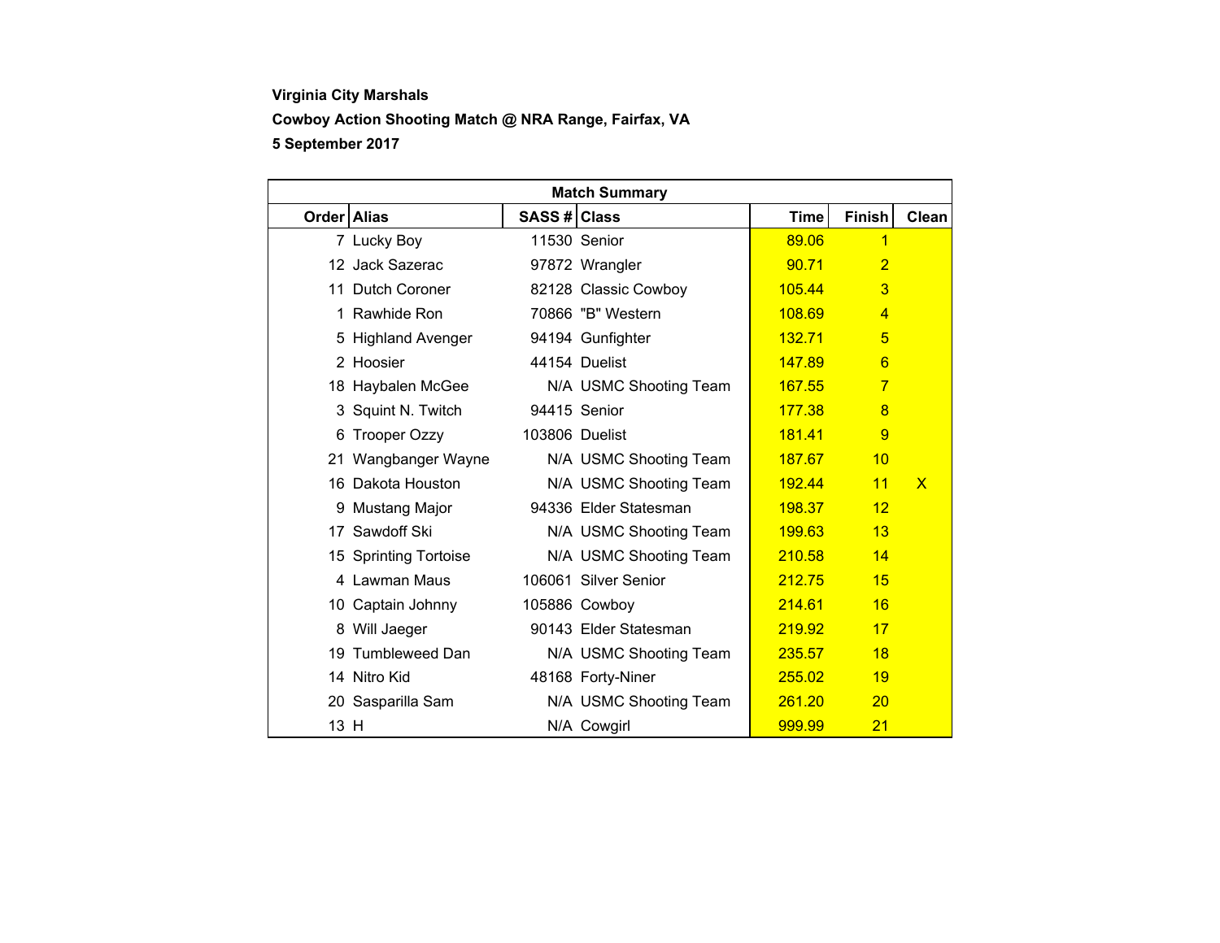**Virginia City Marshals**

**Cowboy Action Shooting Match @ NRA Range, Fairfax, VA**

**5 September 2017**

| Match Summary | | | | | | |
|---|---|---|---|---|---|---|
| **Order** | **Alias** | **SASS #** | **Class** | **Time** | **Finish** | **Clean** |
| 7 | Lucky Boy | 11530 | Senior | 89.06 | 1 | |
| 12 | Jack Sazerac | 97872 | Wrangler | 90.71 | 2 | |
| 11 | Dutch Coroner | 82128 | Classic Cowboy | 105.44 | 3 | |
| 1 | Rawhide Ron | 70866 | "B" Western | 108.69 | 4 | |
| 5 | Highland Avenger | 94194 | Gunfighter | 132.71 | 5 | |
| 2 | Hoosier | 44154 | Duelist | 147.89 | 6 | |
| 18 | Haybalen McGee | N/A | USMC Shooting Team | 167.55 | 7 | |
| 3 | Squint N. Twitch | 94415 | Senior | 177.38 | 8 | |
| 6 | Trooper Ozzy | 103806 | Duelist | 181.41 | 9 | |
| 21 | Wangbanger Wayne | N/A | USMC Shooting Team | 187.67 | 10 | |
| 16 | Dakota Houston | N/A | USMC Shooting Team | 192.44 | 11 | X |
| 9 | Mustang Major | 94336 | Elder Statesman | 198.37 | 12 | |
| 17 | Sawdoff Ski | N/A | USMC Shooting Team | 199.63 | 13 | |
| 15 | Sprinting Tortoise | N/A | USMC Shooting Team | 210.58 | 14 | |
| 4 | Lawman Maus | 106061 | Silver Senior | 212.75 | 15 | |
| 10 | Captain Johnny | 105886 | Cowboy | 214.61 | 16 | |
| 8 | Will Jaeger | 90143 | Elder Statesman | 219.92 | 17 | |
| 19 | Tumbleweed Dan | N/A | USMC Shooting Team | 235.57 | 18 | |
| 14 | Nitro Kid | 48168 | Forty-Niner | 255.02 | 19 | |
| 20 | Sasparilla Sam | N/A | USMC Shooting Team | 261.20 | 20 | |
| 13 | H | N/A | Cowgirl | 999.99 | 21 | |